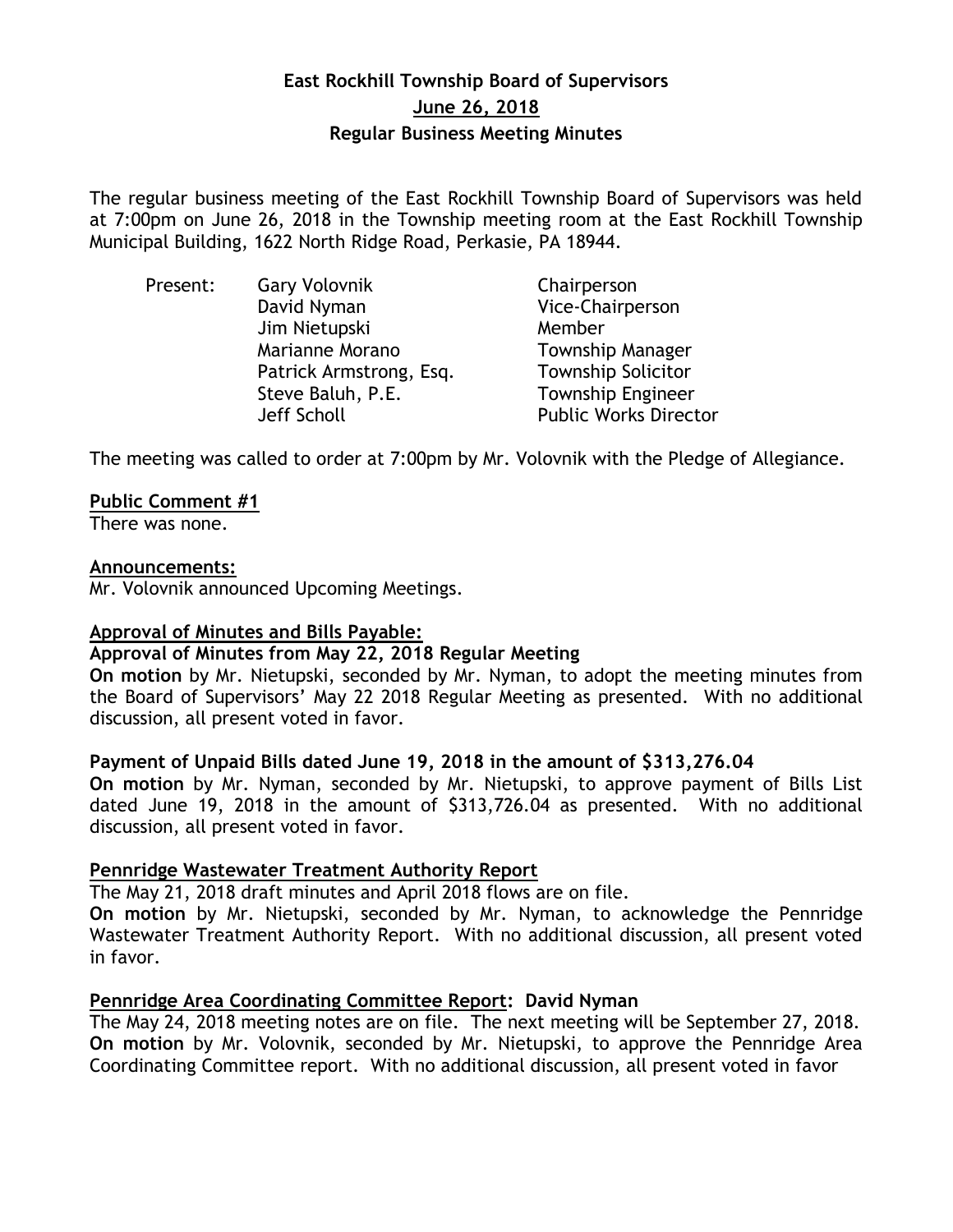# East Rockhill Township Board of Supervisors

## June 26, 2018

### Regular Business Meeting Minutes

The regular business meeting of the East Rockhill Township Board of Supervisors was held at 7:00pm on June 26, 2018 in the Township meeting room at the East Rockhill Township Municipal Building, 1622 North Ridge Road, Perkasie, PA 18944.

| Present: | Gary Volovnik | Chairperson |
|---|---|---|
| | David Nyman | Vice-Chairperson |
| | Jim Nietupski | Member |
| | Marianne Morano | Township Manager |
| | Patrick Armstrong, Esq. | Township Solicitor |
| | Steve Baluh, P.E. | Township Engineer |
| | Jeff Scholl | Public Works Director |

The meeting was called to order at 7:00pm by Mr. Volovnik with the Pledge of Allegiance.

**Public Comment #1**

There was none.

**Announcements:**

Mr. Volovnik announced Upcoming Meetings.

**Approval of Minutes and Bills Payable:**

**Approval of Minutes from May 22, 2018 Regular Meeting**

**On motion** by Mr. Nietupski, seconded by Mr. Nyman, to adopt the meeting minutes from the Board of Supervisors' May 22 2018 Regular Meeting as presented. With no additional discussion, all present voted in favor.

**Payment of Unpaid Bills dated June 19, 2018 in the amount of $313,276.04**

**On motion** by Mr. Nyman, seconded by Mr. Nietupski, to approve payment of Bills List dated June 19, 2018 in the amount of $313,726.04 as presented. With no additional discussion, all present voted in favor.

**Pennridge Wastewater Treatment Authority Report**

The May 21, 2018 draft minutes and April 2018 flows are on file.

**On motion** by Mr. Nietupski, seconded by Mr. Nyman, to acknowledge the Pennridge Wastewater Treatment Authority Report. With no additional discussion, all present voted in favor.

**Pennridge Area Coordinating Committee Report: David Nyman**

The May 24, 2018 meeting notes are on file. The next meeting will be September 27, 2018.

**On motion** by Mr. Volovnik, seconded by Mr. Nietupski, to approve the Pennridge Area Coordinating Committee report. With no additional discussion, all present voted in favor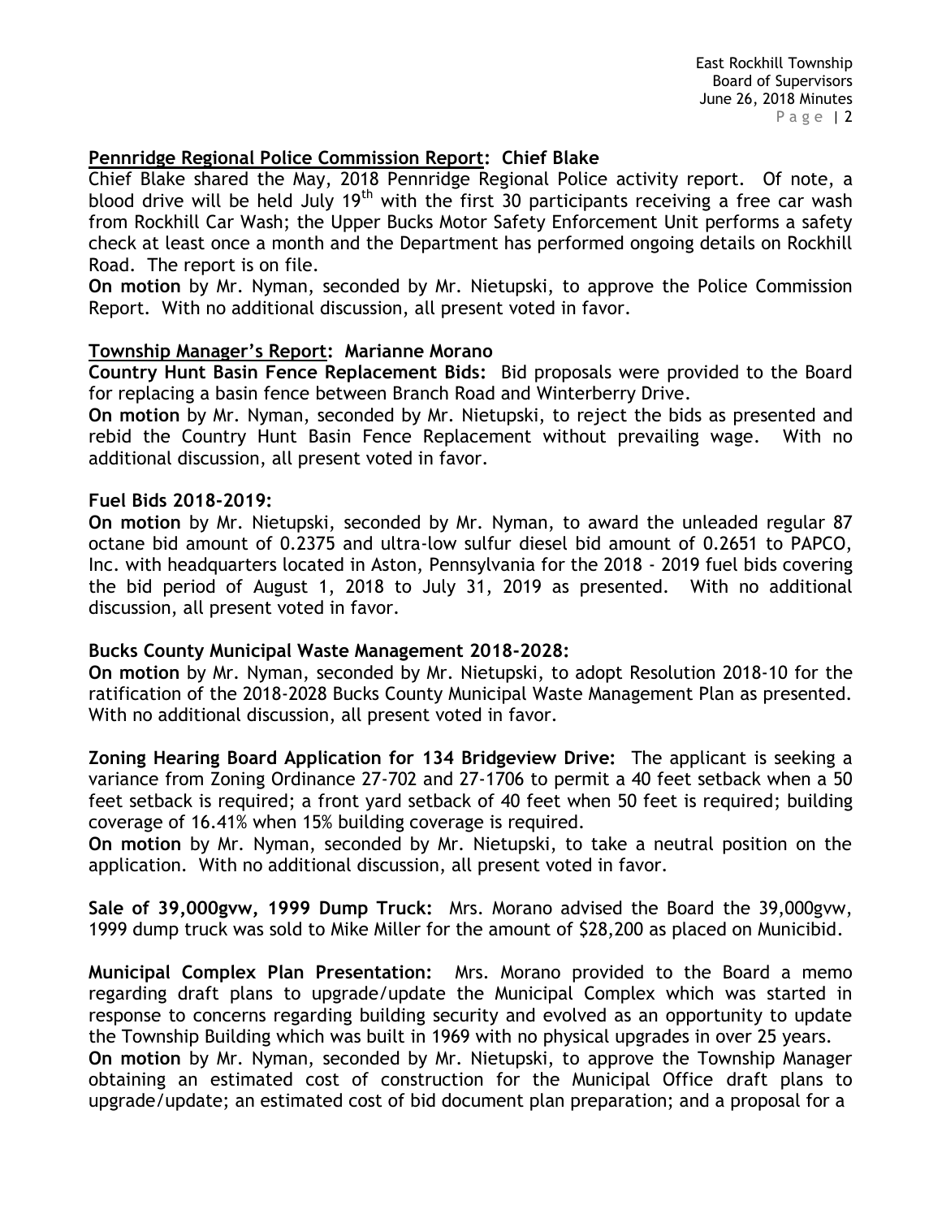**Pennridge Regional Police Commission Report: Chief Blake**

Chief Blake shared the May, 2018 Pennridge Regional Police activity report. Of note, a blood drive will be held July 19th with the first 30 participants receiving a free car wash from Rockhill Car Wash; the Upper Bucks Motor Safety Enforcement Unit performs a safety check at least once a month and the Department has performed ongoing details on Rockhill Road. The report is on file.

**On motion** by Mr. Nyman, seconded by Mr. Nietupski, to approve the Police Commission Report. With no additional discussion, all present voted in favor.

**Township Manager's Report: Marianne Morano**

**Country Hunt Basin Fence Replacement Bids:** Bid proposals were provided to the Board for replacing a basin fence between Branch Road and Winterberry Drive.

**On motion** by Mr. Nyman, seconded by Mr. Nietupski, to reject the bids as presented and rebid the Country Hunt Basin Fence Replacement without prevailing wage. With no additional discussion, all present voted in favor.

**Fuel Bids 2018-2019:**

**On motion** by Mr. Nietupski, seconded by Mr. Nyman, to award the unleaded regular 87 octane bid amount of 0.2375 and ultra-low sulfur diesel bid amount of 0.2651 to PAPCO, Inc. with headquarters located in Aston, Pennsylvania for the 2018 - 2019 fuel bids covering the bid period of August 1, 2018 to July 31, 2019 as presented. With no additional discussion, all present voted in favor.

**Bucks County Municipal Waste Management 2018-2028:**

**On motion** by Mr. Nyman, seconded by Mr. Nietupski, to adopt Resolution 2018-10 for the ratification of the 2018-2028 Bucks County Municipal Waste Management Plan as presented. With no additional discussion, all present voted in favor.

**Zoning Hearing Board Application for 134 Bridgeview Drive:** The applicant is seeking a variance from Zoning Ordinance 27-702 and 27-1706 to permit a 40 feet setback when a 50 feet setback is required; a front yard setback of 40 feet when 50 feet is required; building coverage of 16.41% when 15% building coverage is required.

**On motion** by Mr. Nyman, seconded by Mr. Nietupski, to take a neutral position on the application. With no additional discussion, all present voted in favor.

**Sale of 39,000gvw, 1999 Dump Truck:** Mrs. Morano advised the Board the 39,000gvw, 1999 dump truck was sold to Mike Miller for the amount of $28,200 as placed on Municibid.

**Municipal Complex Plan Presentation:** Mrs. Morano provided to the Board a memo regarding draft plans to upgrade/update the Municipal Complex which was started in response to concerns regarding building security and evolved as an opportunity to update the Township Building which was built in 1969 with no physical upgrades in over 25 years.

**On motion** by Mr. Nyman, seconded by Mr. Nietupski, to approve the Township Manager obtaining an estimated cost of construction for the Municipal Office draft plans to upgrade/update; an estimated cost of bid document plan preparation; and a proposal for a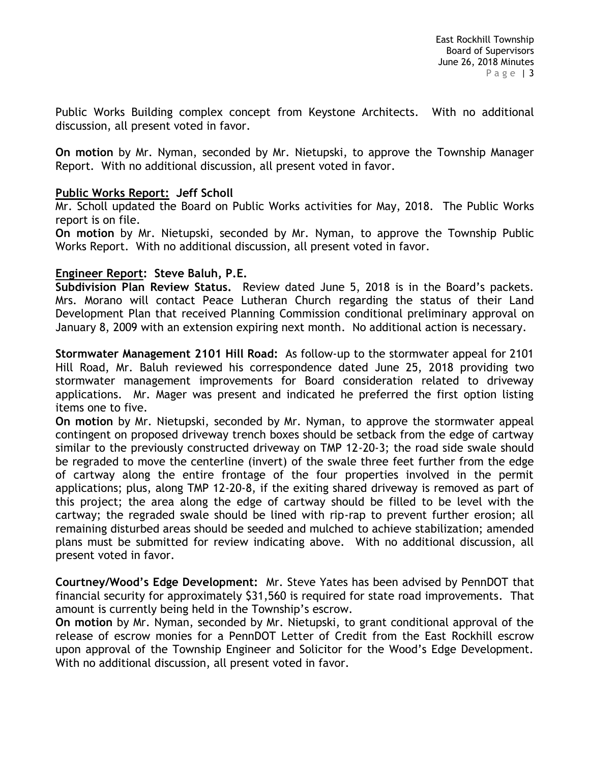Public Works Building complex concept from Keystone Architects. With no additional discussion, all present voted in favor.

**On motion** by Mr. Nyman, seconded by Mr. Nietupski, to approve the Township Manager Report. With no additional discussion, all present voted in favor.

**Public Works Report: Jeff Scholl**

Mr. Scholl updated the Board on Public Works activities for May, 2018. The Public Works report is on file.

**On motion** by Mr. Nietupski, seconded by Mr. Nyman, to approve the Township Public Works Report. With no additional discussion, all present voted in favor.

**Engineer Report: Steve Baluh, P.E.**

**Subdivision Plan Review Status.** Review dated June 5, 2018 is in the Board's packets. Mrs. Morano will contact Peace Lutheran Church regarding the status of their Land Development Plan that received Planning Commission conditional preliminary approval on January 8, 2009 with an extension expiring next month. No additional action is necessary.

**Stormwater Management 2101 Hill Road:** As follow-up to the stormwater appeal for 2101 Hill Road, Mr. Baluh reviewed his correspondence dated June 25, 2018 providing two stormwater management improvements for Board consideration related to driveway applications. Mr. Mager was present and indicated he preferred the first option listing items one to five.

**On motion** by Mr. Nietupski, seconded by Mr. Nyman, to approve the stormwater appeal contingent on proposed driveway trench boxes should be setback from the edge of cartway similar to the previously constructed driveway on TMP 12-20-3; the road side swale should be regraded to move the centerline (invert) of the swale three feet further from the edge of cartway along the entire frontage of the four properties involved in the permit applications; plus, along TMP 12-20-8, if the exiting shared driveway is removed as part of this project; the area along the edge of cartway should be filled to be level with the cartway; the regraded swale should be lined with rip-rap to prevent further erosion; all remaining disturbed areas should be seeded and mulched to achieve stabilization; amended plans must be submitted for review indicating above. With no additional discussion, all present voted in favor.

**Courtney/Wood's Edge Development:** Mr. Steve Yates has been advised by PennDOT that financial security for approximately $31,560 is required for state road improvements. That amount is currently being held in the Township's escrow.

**On motion** by Mr. Nyman, seconded by Mr. Nietupski, to grant conditional approval of the release of escrow monies for a PennDOT Letter of Credit from the East Rockhill escrow upon approval of the Township Engineer and Solicitor for the Wood's Edge Development. With no additional discussion, all present voted in favor.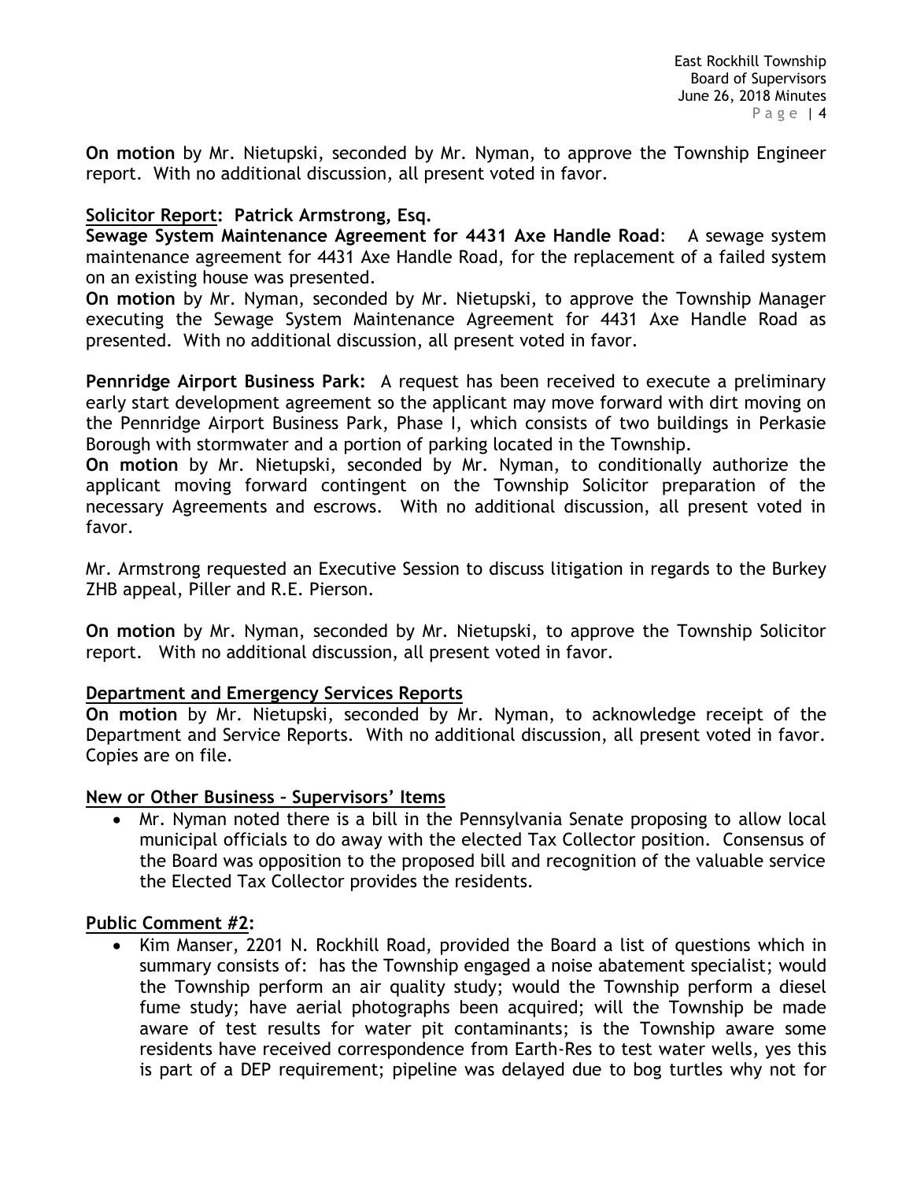**On motion** by Mr. Nietupski, seconded by Mr. Nyman, to approve the Township Engineer report. With no additional discussion, all present voted in favor.

**Solicitor Report: Patrick Armstrong, Esq.**

**Sewage System Maintenance Agreement for 4431 Axe Handle Road**: A sewage system maintenance agreement for 4431 Axe Handle Road, for the replacement of a failed system on an existing house was presented.

**On motion** by Mr. Nyman, seconded by Mr. Nietupski, to approve the Township Manager executing the Sewage System Maintenance Agreement for 4431 Axe Handle Road as presented. With no additional discussion, all present voted in favor.

**Pennridge Airport Business Park:** A request has been received to execute a preliminary early start development agreement so the applicant may move forward with dirt moving on the Pennridge Airport Business Park, Phase I, which consists of two buildings in Perkasie Borough with stormwater and a portion of parking located in the Township.

**On motion** by Mr. Nietupski, seconded by Mr. Nyman, to conditionally authorize the applicant moving forward contingent on the Township Solicitor preparation of the necessary Agreements and escrows. With no additional discussion, all present voted in favor.

Mr. Armstrong requested an Executive Session to discuss litigation in regards to the Burkey ZHB appeal, Piller and R.E. Pierson.

**On motion** by Mr. Nyman, seconded by Mr. Nietupski, to approve the Township Solicitor report. With no additional discussion, all present voted in favor.

**Department and Emergency Services Reports**

**On motion** by Mr. Nietupski, seconded by Mr. Nyman, to acknowledge receipt of the Department and Service Reports. With no additional discussion, all present voted in favor. Copies are on file.

**New or Other Business – Supervisors' Items**

- Mr. Nyman noted there is a bill in the Pennsylvania Senate proposing to allow local municipal officials to do away with the elected Tax Collector position. Consensus of the Board was opposition to the proposed bill and recognition of the valuable service the Elected Tax Collector provides the residents.

**Public Comment #2:**

- Kim Manser, 2201 N. Rockhill Road, provided the Board a list of questions which in summary consists of: has the Township engaged a noise abatement specialist; would the Township perform an air quality study; would the Township perform a diesel fume study; have aerial photographs been acquired; will the Township be made aware of test results for water pit contaminants; is the Township aware some residents have received correspondence from Earth-Res to test water wells, yes this is part of a DEP requirement; pipeline was delayed due to bog turtles why not for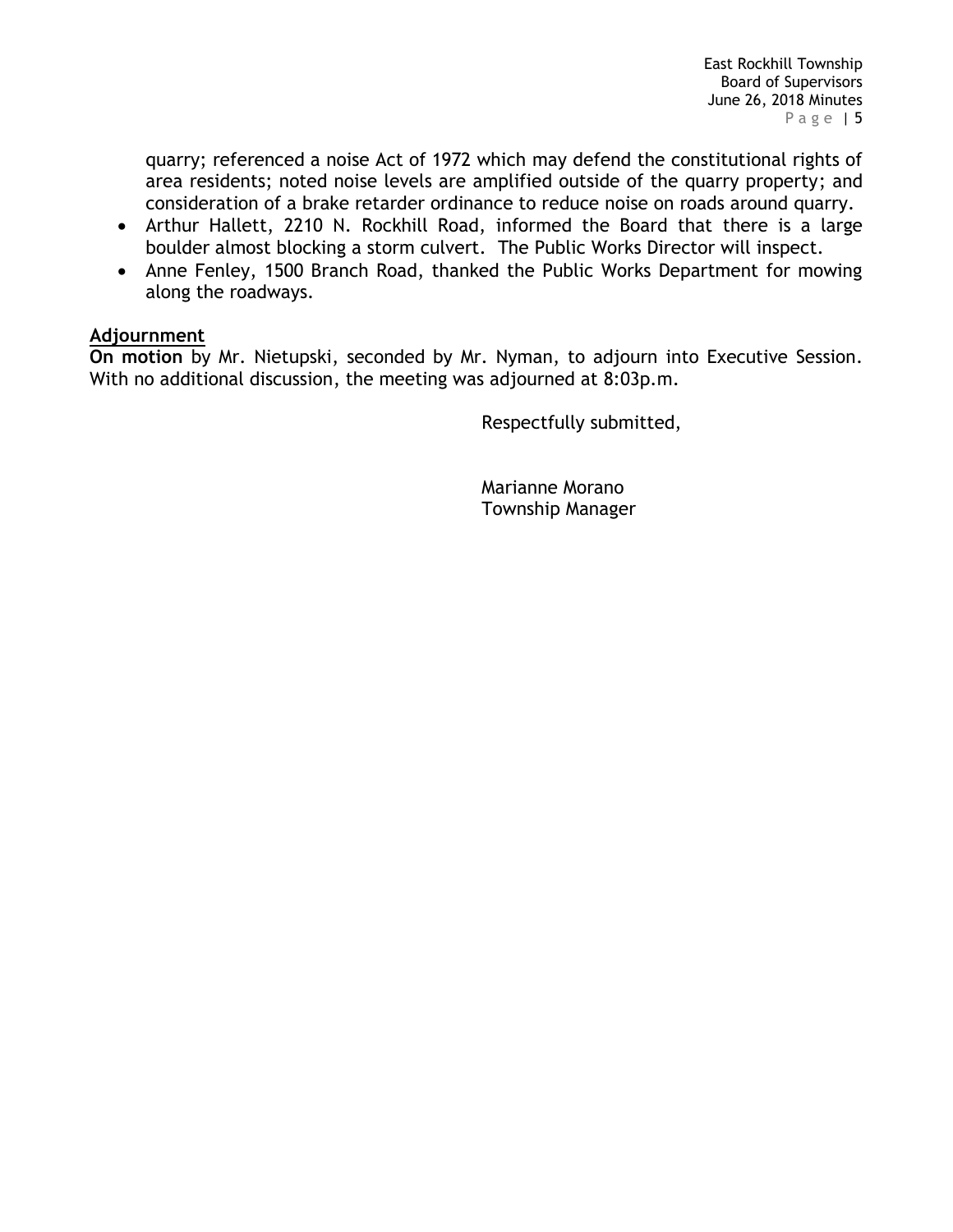quarry; referenced a noise Act of 1972 which may defend the constitutional rights of area residents; noted noise levels are amplified outside of the quarry property; and consideration of a brake retarder ordinance to reduce noise on roads around quarry.

- Arthur Hallett, 2210 N. Rockhill Road, informed the Board that there is a large boulder almost blocking a storm culvert. The Public Works Director will inspect.
- Anne Fenley, 1500 Branch Road, thanked the Public Works Department for mowing along the roadways.

## Adjournment

**On motion** by Mr. Nietupski, seconded by Mr. Nyman, to adjourn into Executive Session. With no additional discussion, the meeting was adjourned at 8:03p.m.

Respectfully submitted,

Marianne Morano
Township Manager